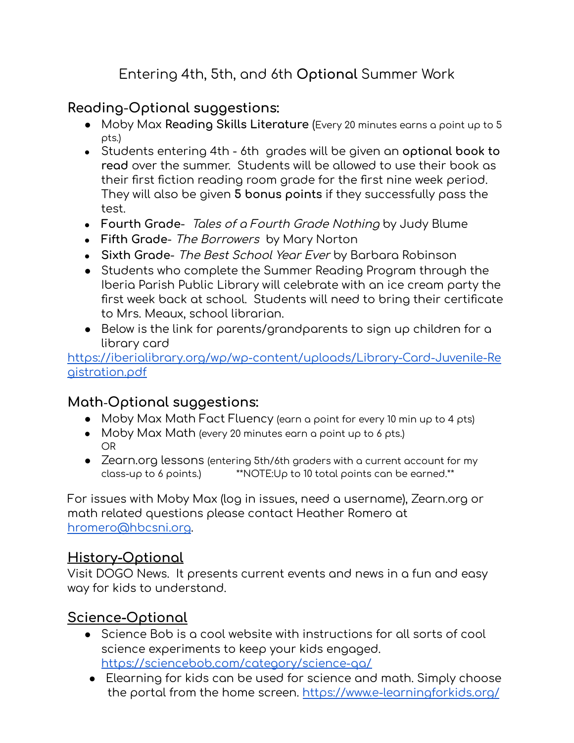# Entering 4th, 5th, and 6th **Optional** Summer Work

## Reading-Optional suggestions:

- Moby Max **Reading Skills Literature** (Every 20 minutes earns a point up to 5 pts.)
- Students entering 4th - 6th grades will be given an **optional book to read** over the summer. Students will be allowed to use their book as their first fiction reading room grade for the first nine week period. They will also be given **5 bonus points** if they successfully pass the test.
- **Fourth Grade**- *Tales of a Fourth Grade Nothing* by Judy Blume
- **Fifth Grade**- *The Borrowers* by Mary Norton
- **Sixth Grade**- *The Best School Year Ever* by Barbara Robinson
- Students who complete the Summer Reading Program through the Iberia Parish Public Library will celebrate with an ice cream party the first week back at school. Students will need to bring their certificate to Mrs. Meaux, school librarian.
- Below is the link for parents/grandparents to sign up children for a library card

https://iberialibrary.org/wp/wp-content/uploads/Library-Card-Juvenile-Registration.pdf

## Math-Optional suggestions:

- Moby Max Math Fact Fluency (earn a point for every 10 min up to 4 pts)
- Moby Max Math (every 20 minutes earn a point up to 6 pts.)
  OR
- Zearn.org lessons (entering 5th/6th graders with a current account for my class-up to 6 points.) **NOTE:Up to 10 total points can be earned.**

For issues with Moby Max (log in issues, need a username), Zearn.org or math related questions please contact Heather Romero at hromero@hbcsni.org.

## History-Optional

Visit DOGO News. It presents current events and news in a fun and easy way for kids to understand.

## Science-Optional

- Science Bob is a cool website with instructions for all sorts of cool science experiments to keep your kids engaged. https://sciencebob.com/category/science-qa/
- Elearning for kids can be used for science and math. Simply choose the portal from the home screen. https://www.e-learningforkids.org/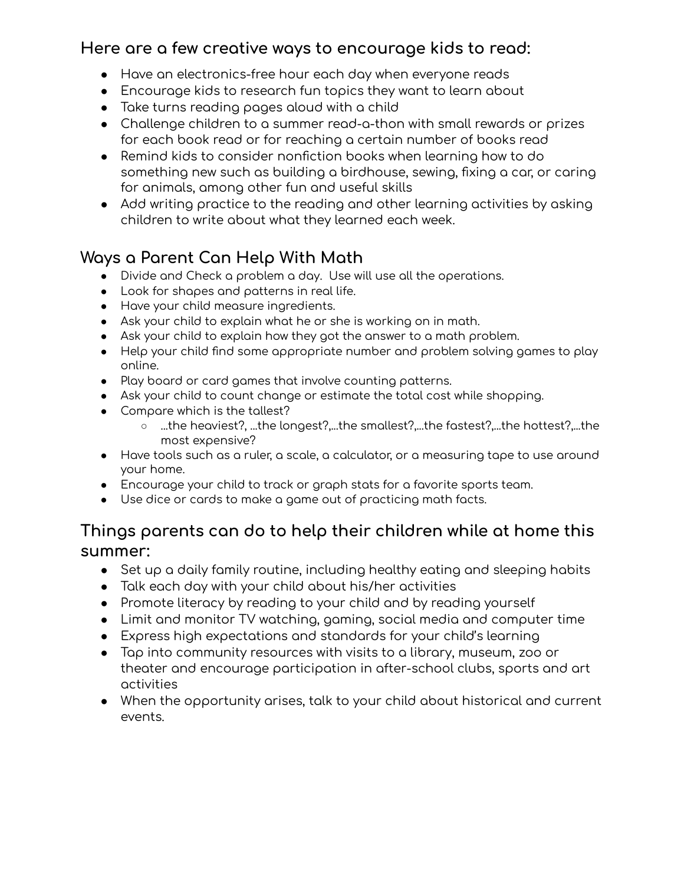## Here are a few creative ways to encourage kids to read:

- Have an electronics-free hour each day when everyone reads
- Encourage kids to research fun topics they want to learn about
- Take turns reading pages aloud with a child
- Challenge children to a summer read-a-thon with small rewards or prizes for each book read or for reaching a certain number of books read
- Remind kids to consider nonfiction books when learning how to do something new such as building a birdhouse, sewing, fixing a car, or caring for animals, among other fun and useful skills
- Add writing practice to the reading and other learning activities by asking children to write about what they learned each week.

## Ways a Parent Can Help With Math

- Divide and Check a problem a day. Use will use all the operations.
- Look for shapes and patterns in real life.
- Have your child measure ingredients.
- Ask your child to explain what he or she is working on in math.
- Ask your child to explain how they got the answer to a math problem.
- Help your child find some appropriate number and problem solving games to play online.
- Play board or card games that involve counting patterns.
- Ask your child to count change or estimate the total cost while shopping.
- Compare which is the tallest?
  - ...the heaviest?, ...the longest?,...the smallest?,...the fastest?,...the hottest?,...the most expensive?
- Have tools such as a ruler, a scale, a calculator, or a measuring tape to use around your home.
- Encourage your child to track or graph stats for a favorite sports team.
- Use dice or cards to make a game out of practicing math facts.

## Things parents can do to help their children while at home this summer:

- Set up a daily family routine, including healthy eating and sleeping habits
- Talk each day with your child about his/her activities
- Promote literacy by reading to your child and by reading yourself
- Limit and monitor TV watching, gaming, social media and computer time
- Express high expectations and standards for your child's learning
- Tap into community resources with visits to a library, museum, zoo or theater and encourage participation in after-school clubs, sports and art activities
- When the opportunity arises, talk to your child about historical and current events.